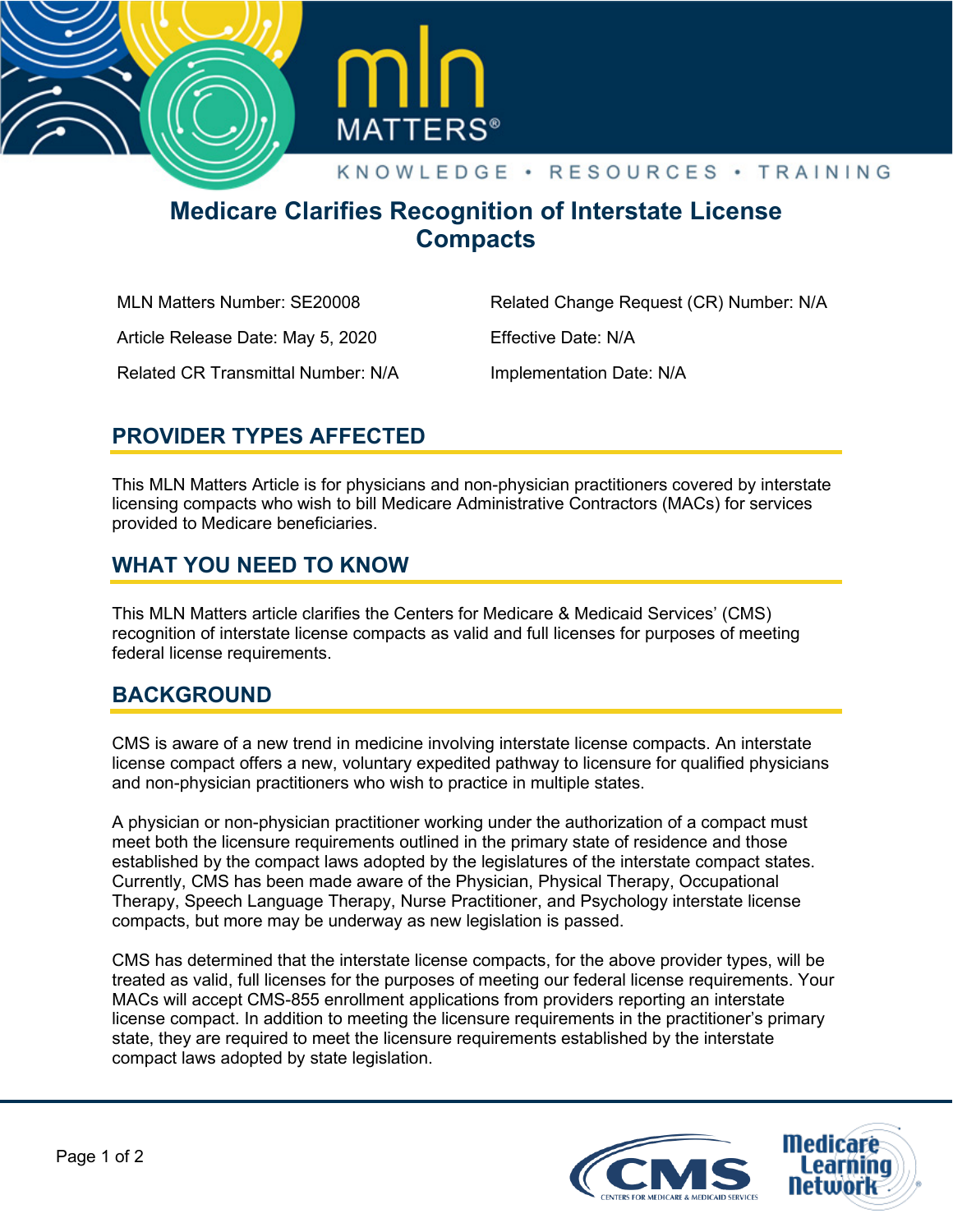# Medicare Clarifies Recognition of Interstate License Compacts

MLN Matters Number: SE20008

Related Change Request (CR) Number: N/A

Article Release Date: May 5, 2020

Effective Date: N/A

Related CR Transmittal Number: N/A

Implementation Date: N/A

## PROVIDER TYPES AFFECTED

This MLN Matters Article is for physicians and non-physician practitioners covered by interstate licensing compacts who wish to bill Medicare Administrative Contractors (MACs) for services provided to Medicare beneficiaries.

## WHAT YOU NEED TO KNOW

This MLN Matters article clarifies the Centers for Medicare & Medicaid Services' (CMS) recognition of interstate license compacts as valid and full licenses for purposes of meeting federal license requirements.

## BACKGROUND

CMS is aware of a new trend in medicine involving interstate license compacts. An interstate license compact offers a new, voluntary expedited pathway to licensure for qualified physicians and non-physician practitioners who wish to practice in multiple states.

A physician or non-physician practitioner working under the authorization of a compact must meet both the licensure requirements outlined in the primary state of residence and those established by the compact laws adopted by the legislatures of the interstate compact states. Currently, CMS has been made aware of the Physician, Physical Therapy, Occupational Therapy, Speech Language Therapy, Nurse Practitioner, and Psychology interstate license compacts, but more may be underway as new legislation is passed.

CMS has determined that the interstate license compacts, for the above provider types, will be treated as valid, full licenses for the purposes of meeting our federal license requirements. Your MACs will accept CMS-855 enrollment applications from providers reporting an interstate license compact. In addition to meeting the licensure requirements in the practitioner's primary state, they are required to meet the licensure requirements established by the interstate compact laws adopted by state legislation.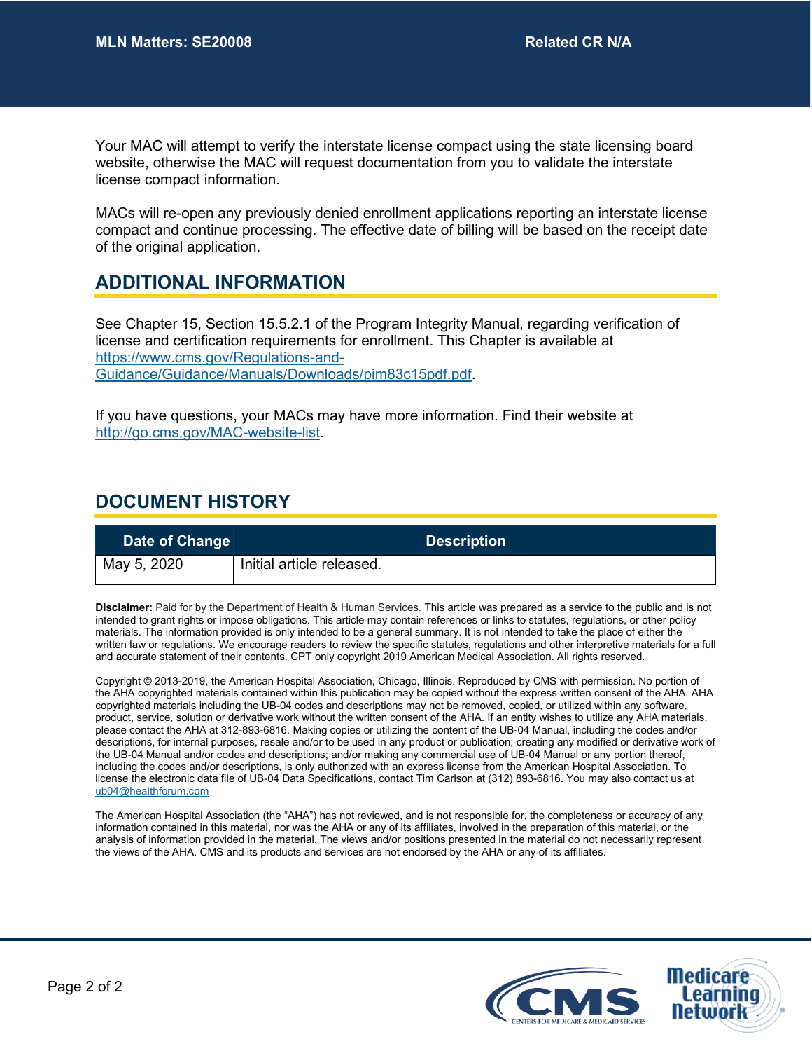Your MAC will attempt to verify the interstate license compact using the state licensing board website, otherwise the MAC will request documentation from you to validate the interstate license compact information.

MACs will re-open any previously denied enrollment applications reporting an interstate license compact and continue processing. The effective date of billing will be based on the receipt date of the original application.

## ADDITIONAL INFORMATION

See Chapter 15, Section 15.5.2.1 of the Program Integrity Manual, regarding verification of license and certification requirements for enrollment. This Chapter is available at https://www.cms.gov/Regulations-and-Guidance/Guidance/Manuals/Downloads/pim83c15pdf.pdf.

If you have questions, your MACs may have more information. Find their website at http://go.cms.gov/MAC-website-list.

## DOCUMENT HISTORY

| Date of Change | Description |
|---|---|
| May 5, 2020 | Initial article released. |

**Disclaimer:** Paid for by the Department of Health & Human Services. This article was prepared as a service to the public and is not intended to grant rights or impose obligations. This article may contain references or links to statutes, regulations, or other policy materials. The information provided is only intended to be a general summary. It is not intended to take the place of either the written law or regulations. We encourage readers to review the specific statutes, regulations and other interpretive materials for a full and accurate statement of their contents. CPT only copyright 2019 American Medical Association. All rights reserved.

Copyright © 2013-2019, the American Hospital Association, Chicago, Illinois. Reproduced by CMS with permission. No portion of the AHA copyrighted materials contained within this publication may be copied without the express written consent of the AHA. AHA copyrighted materials including the UB-04 codes and descriptions may not be removed, copied, or utilized within any software, product, service, solution or derivative work without the written consent of the AHA. If an entity wishes to utilize any AHA materials, please contact the AHA at 312-893-6816. Making copies or utilizing the content of the UB-04 Manual, including the codes and/or descriptions, for internal purposes, resale and/or to be used in any product or publication; creating any modified or derivative work of the UB-04 Manual and/or codes and descriptions; and/or making any commercial use of UB-04 Manual or any portion thereof, including the codes and/or descriptions, is only authorized with an express license from the American Hospital Association. To license the electronic data file of UB-04 Data Specifications, contact Tim Carlson at (312) 893-6816. You may also contact us at ub04@healthforum.com

The American Hospital Association (the "AHA") has not reviewed, and is not responsible for, the completeness or accuracy of any information contained in this material, nor was the AHA or any of its affiliates, involved in the preparation of this material, or the analysis of information provided in the material. The views and/or positions presented in the material do not necessarily represent the views of the AHA. CMS and its products and services are not endorsed by the AHA or any of its affiliates.